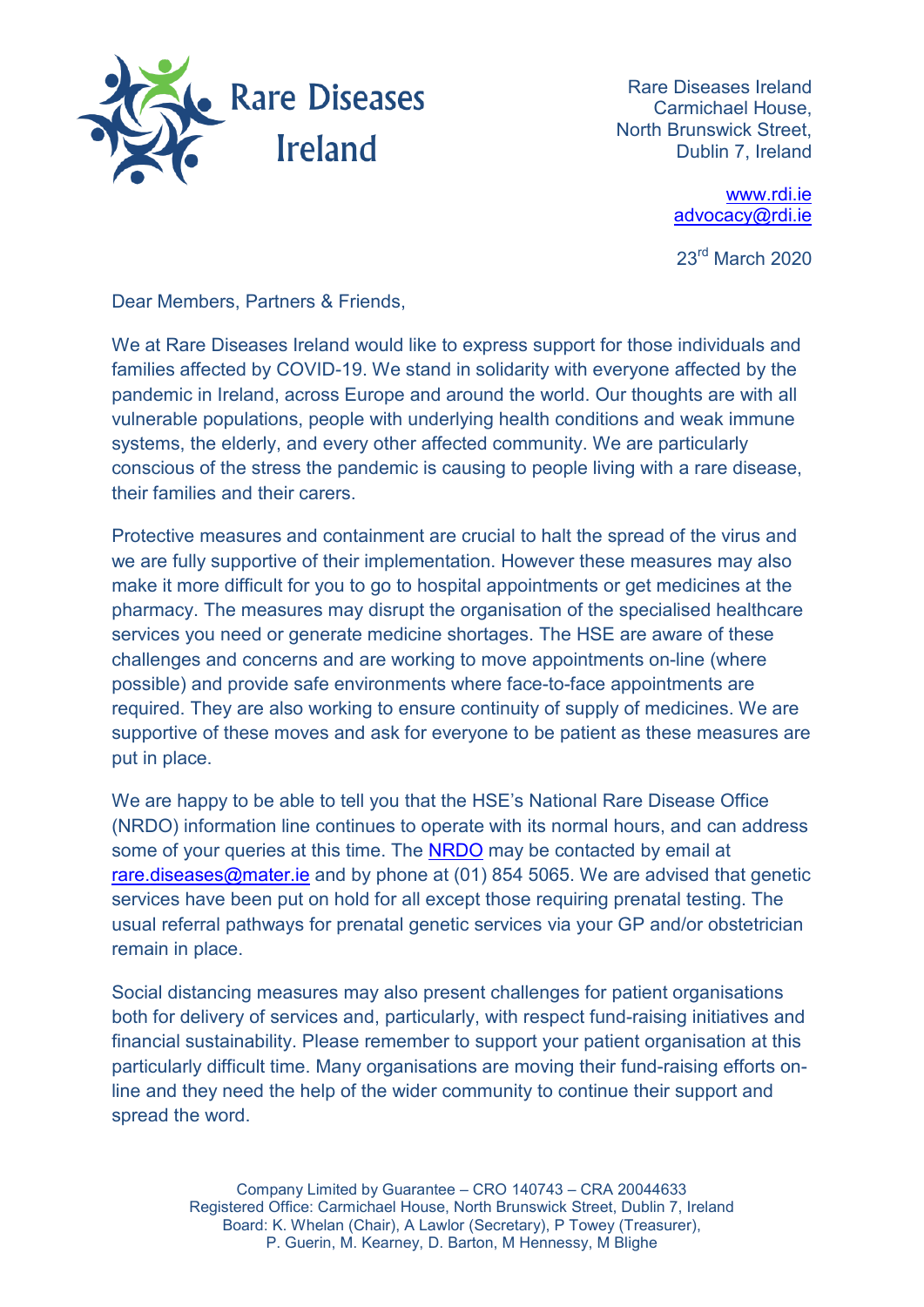Rare Diseases Ireland
Carmichael House,
North Brunswick Street,
Dublin 7, Ireland

www.rdi.ie
advocacy@rdi.ie

23rd March 2020

Dear Members, Partners & Friends,

We at Rare Diseases Ireland would like to express support for those individuals and families affected by COVID-19. We stand in solidarity with everyone affected by the pandemic in Ireland, across Europe and around the world. Our thoughts are with all vulnerable populations, people with underlying health conditions and weak immune systems, the elderly, and every other affected community. We are particularly conscious of the stress the pandemic is causing to people living with a rare disease, their families and their carers.

Protective measures and containment are crucial to halt the spread of the virus and we are fully supportive of their implementation. However these measures may also make it more difficult for you to go to hospital appointments or get medicines at the pharmacy. The measures may disrupt the organisation of the specialised healthcare services you need or generate medicine shortages. The HSE are aware of these challenges and concerns and are working to move appointments on-line (where possible) and provide safe environments where face-to-face appointments are required. They are also working to ensure continuity of supply of medicines. We are supportive of these moves and ask for everyone to be patient as these measures are put in place.

We are happy to be able to tell you that the HSE's National Rare Disease Office (NRDO) information line continues to operate with its normal hours, and can address some of your queries at this time. The NRDO may be contacted by email at rare.diseases@mater.ie and by phone at (01) 854 5065. We are advised that genetic services have been put on hold for all except those requiring prenatal testing. The usual referral pathways for prenatal genetic services via your GP and/or obstetrician remain in place.

Social distancing measures may also present challenges for patient organisations both for delivery of services and, particularly, with respect fund-raising initiatives and financial sustainability. Please remember to support your patient organisation at this particularly difficult time. Many organisations are moving their fund-raising efforts on-line and they need the help of the wider community to continue their support and spread the word.

Company Limited by Guarantee – CRO 140743 – CRA 20044633
Registered Office: Carmichael House, North Brunswick Street, Dublin 7, Ireland
Board: K. Whelan (Chair), A Lawlor (Secretary), P Towey (Treasurer),
P. Guerin, M. Kearney, D. Barton, M Hennessy, M Blighe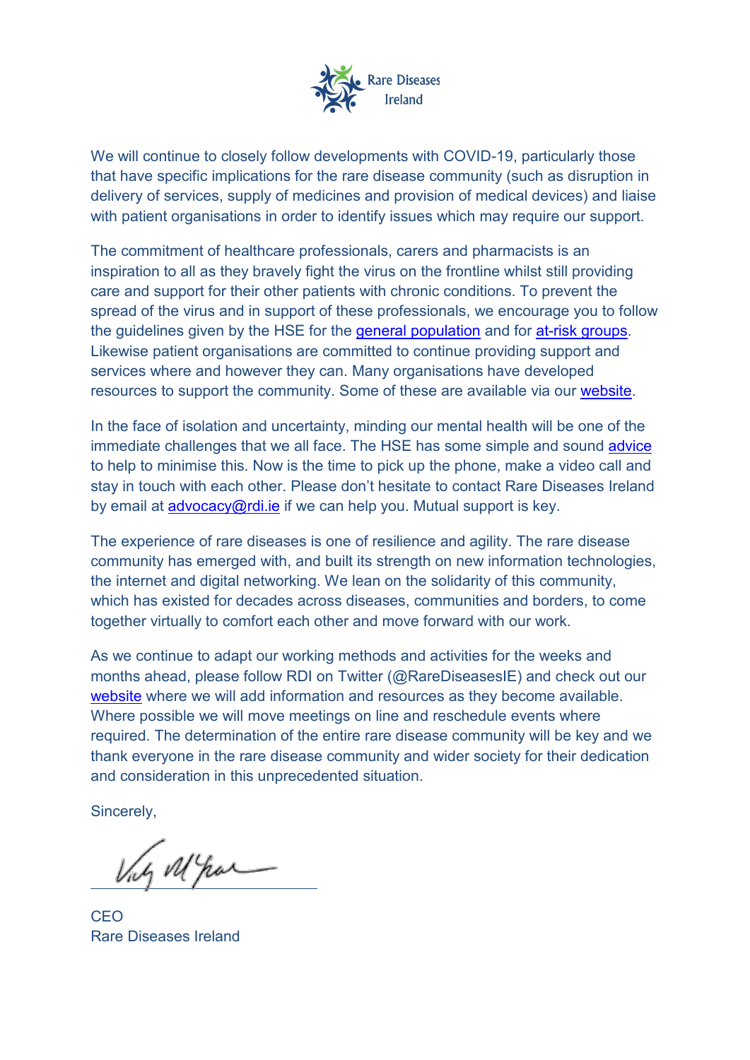We will continue to closely follow developments with COVID-19, particularly those that have specific implications for the rare disease community (such as disruption in delivery of services, supply of medicines and provision of medical devices) and liaise with patient organisations in order to identify issues which may require our support.

The commitment of healthcare professionals, carers and pharmacists is an inspiration to all as they bravely fight the virus on the frontline whilst still providing care and support for their other patients with chronic conditions. To prevent the spread of the virus and in support of these professionals, we encourage you to follow the guidelines given by the HSE for the general population and for at-risk groups. Likewise patient organisations are committed to continue providing support and services where and however they can. Many organisations have developed resources to support the community. Some of these are available via our website.

In the face of isolation and uncertainty, minding our mental health will be one of the immediate challenges that we all face. The HSE has some simple and sound advice to help to minimise this. Now is the time to pick up the phone, make a video call and stay in touch with each other. Please don't hesitate to contact Rare Diseases Ireland by email at advocacy@rdi.ie if we can help you. Mutual support is key.

The experience of rare diseases is one of resilience and agility. The rare disease community has emerged with, and built its strength on new information technologies, the internet and digital networking. We lean on the solidarity of this community, which has existed for decades across diseases, communities and borders, to come together virtually to comfort each other and move forward with our work.

As we continue to adapt our working methods and activities for the weeks and months ahead, please follow RDI on Twitter (@RareDiseasesIE) and check out our website where we will add information and resources as they become available. Where possible we will move meetings on line and reschedule events where required. The determination of the entire rare disease community will be key and we thank everyone in the rare disease community and wider society for their dedication and consideration in this unprecedented situation.

Sincerely,

CEO
Rare Diseases Ireland